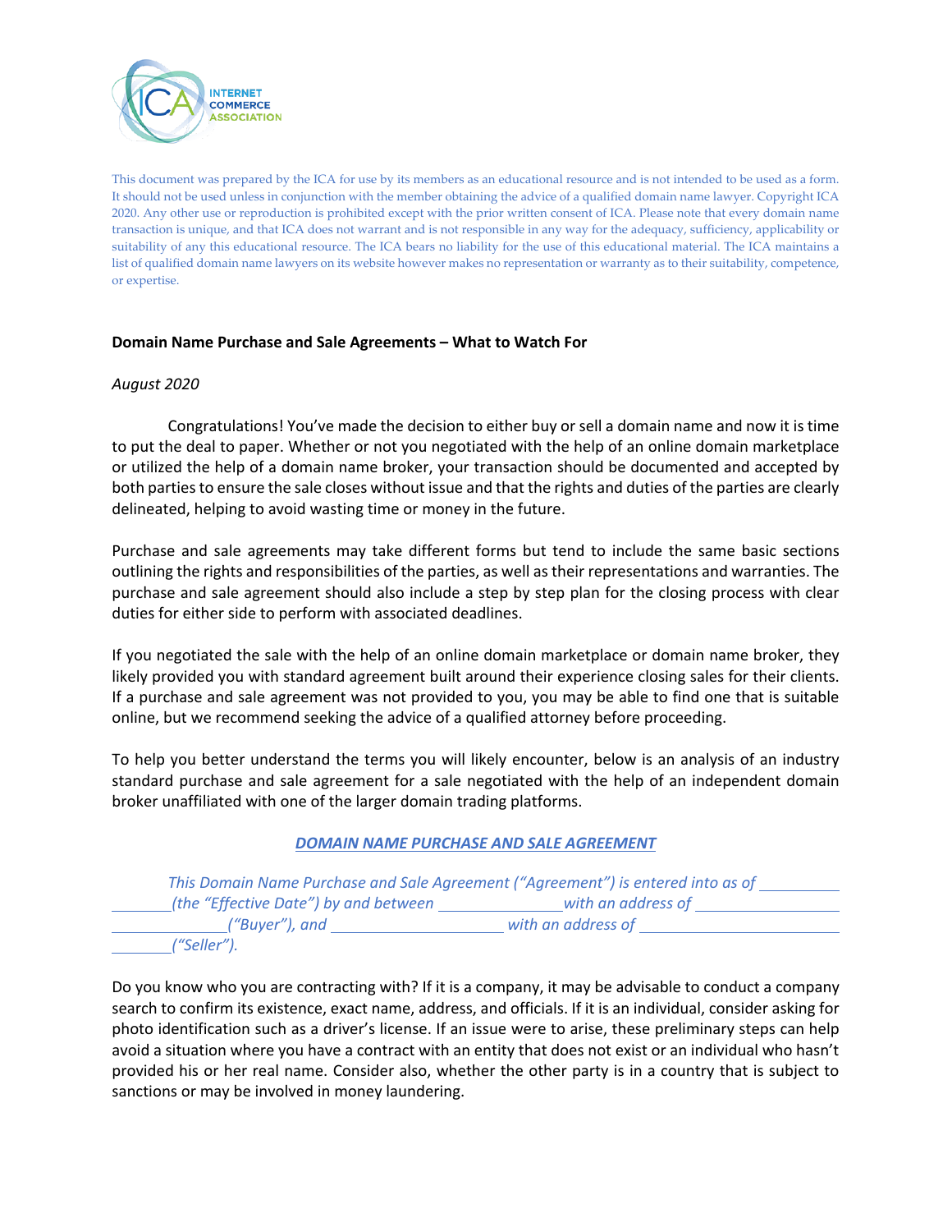INTERNET COMMERCE ASSOCIATION

This document was prepared by the ICA for use by its members as an educational resource and is not intended to be used as a form. It should not be used unless in conjunction with the member obtaining the advice of a qualified domain name lawyer. Copyright ICA 2020. Any other use or reproduction is prohibited except with the prior written consent of ICA. Please note that every domain name transaction is unique, and that ICA does not warrant and is not responsible in any way for the adequacy, sufficiency, applicability or suitability of any this educational resource. The ICA bears no liability for the use of this educational material. The ICA maintains a list of qualified domain name lawyers on its website however makes no representation or warranty as to their suitability, competence, or expertise.

**Domain Name Purchase and Sale Agreements – What to Watch For**

*August 2020*

Congratulations! You've made the decision to either buy or sell a domain name and now it is time to put the deal to paper. Whether or not you negotiated with the help of an online domain marketplace or utilized the help of a domain name broker, your transaction should be documented and accepted by both parties to ensure the sale closes without issue and that the rights and duties of the parties are clearly delineated, helping to avoid wasting time or money in the future.

Purchase and sale agreements may take different forms but tend to include the same basic sections outlining the rights and responsibilities of the parties, as well as their representations and warranties. The purchase and sale agreement should also include a step by step plan for the closing process with clear duties for either side to perform with associated deadlines.

If you negotiated the sale with the help of an online domain marketplace or domain name broker, they likely provided you with standard agreement built around their experience closing sales for their clients. If a purchase and sale agreement was not provided to you, you may be able to find one that is suitable online, but we recommend seeking the advice of a qualified attorney before proceeding.

To help you better understand the terms you will likely encounter, below is an analysis of an industry standard purchase and sale agreement for a sale negotiated with the help of an independent domain broker unaffiliated with one of the larger domain trading platforms.

***DOMAIN NAME PURCHASE AND SALE AGREEMENT***

*This Domain Name Purchase and Sale Agreement ("Agreement") is entered into as of \_\_\_\_\_\_\_\_\_\_ (the "Effective Date") by and between \_\_\_\_\_\_\_\_\_\_ with an address of \_\_\_\_\_\_\_\_\_\_ ("Buyer"), and \_\_\_\_\_\_\_\_\_\_ with an address of \_\_\_\_\_\_\_\_\_\_ ("Seller").*

Do you know who you are contracting with? If it is a company, it may be advisable to conduct a company search to confirm its existence, exact name, address, and officials. If it is an individual, consider asking for photo identification such as a driver's license. If an issue were to arise, these preliminary steps can help avoid a situation where you have a contract with an entity that does not exist or an individual who hasn't provided his or her real name. Consider also, whether the other party is in a country that is subject to sanctions or may be involved in money laundering.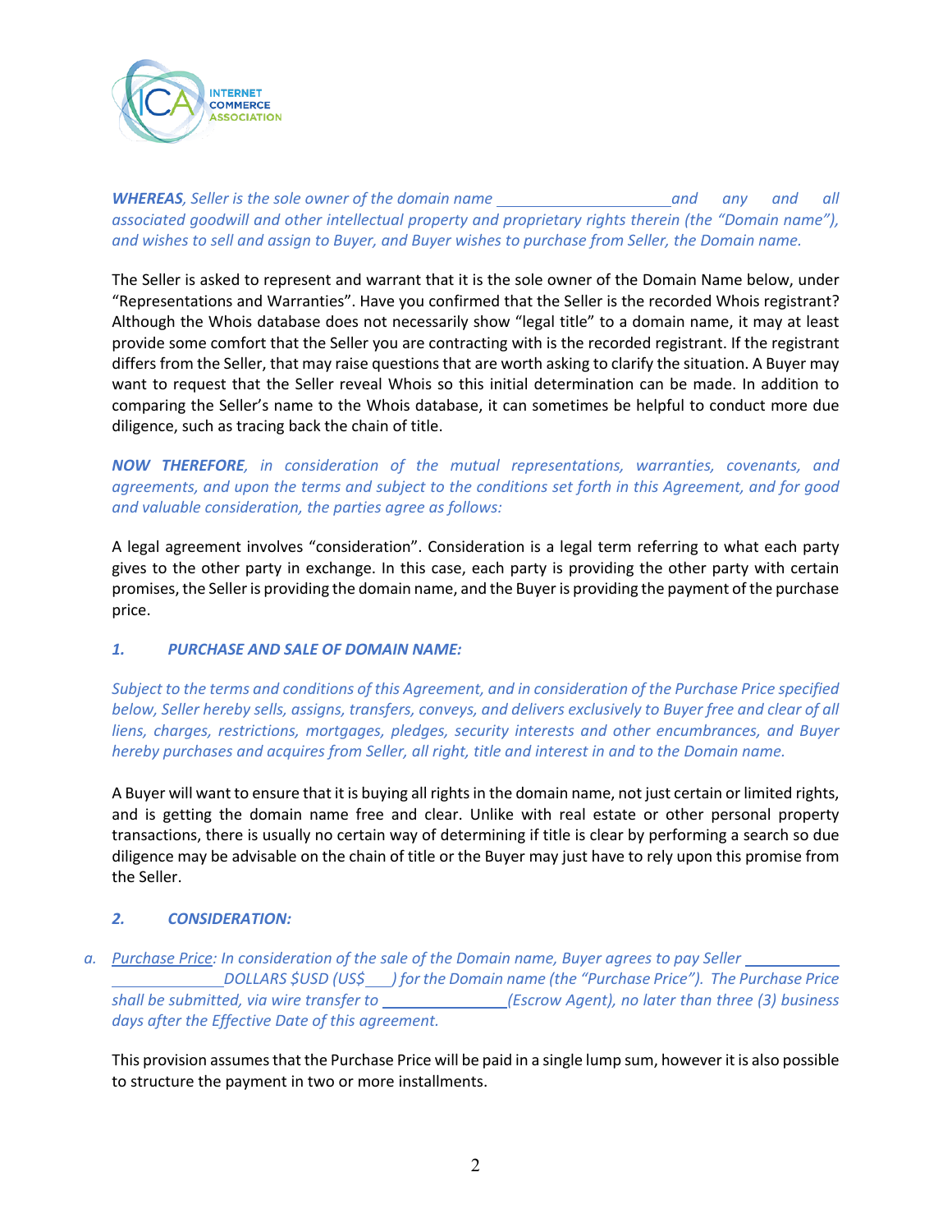***WHEREAS****, Seller is the sole owner of the domain name \_\_\_\_\_\_\_\_\_\_\_\_\_\_\_\_\_\_\_\_ and any and all associated goodwill and other intellectual property and proprietary rights therein (the "Domain name"), and wishes to sell and assign to Buyer, and Buyer wishes to purchase from Seller, the Domain name.*

The Seller is asked to represent and warrant that it is the sole owner of the Domain Name below, under "Representations and Warranties". Have you confirmed that the Seller is the recorded Whois registrant? Although the Whois database does not necessarily show "legal title" to a domain name, it may at least provide some comfort that the Seller you are contracting with is the recorded registrant. If the registrant differs from the Seller, that may raise questions that are worth asking to clarify the situation. A Buyer may want to request that the Seller reveal Whois so this initial determination can be made. In addition to comparing the Seller's name to the Whois database, it can sometimes be helpful to conduct more due diligence, such as tracing back the chain of title.

***NOW THEREFORE****, in consideration of the mutual representations, warranties, covenants, and agreements, and upon the terms and subject to the conditions set forth in this Agreement, and for good and valuable consideration, the parties agree as follows:*

A legal agreement involves "consideration". Consideration is a legal term referring to what each party gives to the other party in exchange. In this case, each party is providing the other party with certain promises, the Seller is providing the domain name, and the Buyer is providing the payment of the purchase price.

### *1. PURCHASE AND SALE OF DOMAIN NAME:*

*Subject to the terms and conditions of this Agreement, and in consideration of the Purchase Price specified below, Seller hereby sells, assigns, transfers, conveys, and delivers exclusively to Buyer free and clear of all liens, charges, restrictions, mortgages, pledges, security interests and other encumbrances, and Buyer hereby purchases and acquires from Seller, all right, title and interest in and to the Domain name.*

A Buyer will want to ensure that it is buying all rights in the domain name, not just certain or limited rights, and is getting the domain name free and clear. Unlike with real estate or other personal property transactions, there is usually no certain way of determining if title is clear by performing a search so due diligence may be advisable on the chain of title or the Buyer may just have to rely upon this promise from the Seller.

### *2. CONSIDERATION:*

*a. Purchase Price: In consideration of the sale of the Domain name, Buyer agrees to pay Seller \_\_\_\_\_\_\_\_\_\_\_\_\_\_\_\_\_\_\_\_\_\_\_\_\_ DOLLARS $USD (US$\_\_\_) for the Domain name (the "Purchase Price"). The Purchase Price shall be submitted, via wire transfer to \_\_\_\_\_\_\_\_\_\_\_\_\_\_\_(Escrow Agent), no later than three (3) business days after the Effective Date of this agreement.*

This provision assumes that the Purchase Price will be paid in a single lump sum, however it is also possible to structure the payment in two or more installments.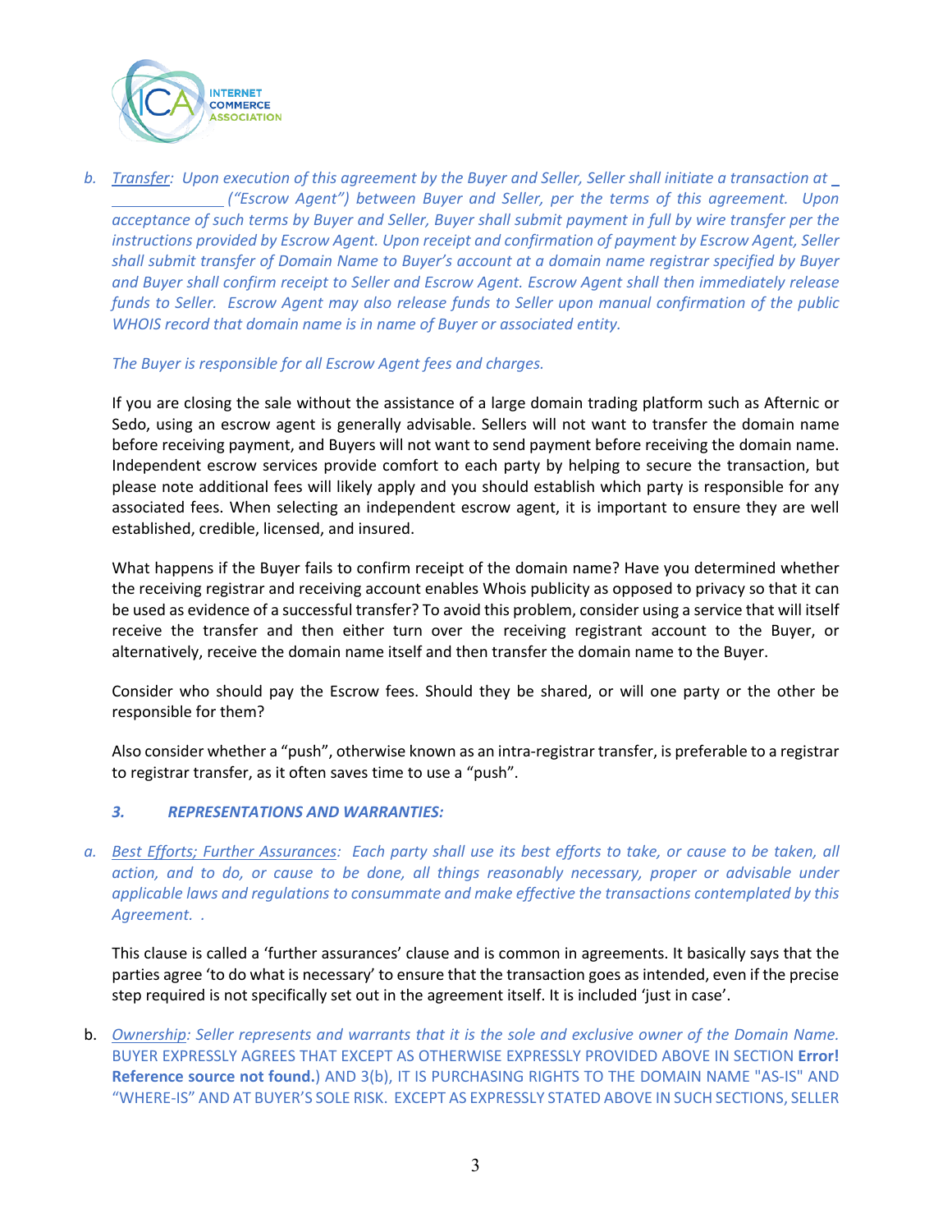b. *<u>Transfer</u>: Upon execution of this agreement by the Buyer and Seller, Seller shall initiate a transaction at \_\_\_\_\_\_\_\_\_\_\_\_\_\_ ("Escrow Agent") between Buyer and Seller, per the terms of this agreement. Upon acceptance of such terms by Buyer and Seller, Buyer shall submit payment in full by wire transfer per the instructions provided by Escrow Agent. Upon receipt and confirmation of payment by Escrow Agent, Seller shall submit transfer of Domain Name to Buyer's account at a domain name registrar specified by Buyer and Buyer shall confirm receipt to Seller and Escrow Agent. Escrow Agent shall then immediately release funds to Seller. Escrow Agent may also release funds to Seller upon manual confirmation of the public WHOIS record that domain name is in name of Buyer or associated entity.*

*The Buyer is responsible for all Escrow Agent fees and charges.*

If you are closing the sale without the assistance of a large domain trading platform such as Afternic or Sedo, using an escrow agent is generally advisable. Sellers will not want to transfer the domain name before receiving payment, and Buyers will not want to send payment before receiving the domain name. Independent escrow services provide comfort to each party by helping to secure the transaction, but please note additional fees will likely apply and you should establish which party is responsible for any associated fees. When selecting an independent escrow agent, it is important to ensure they are well established, credible, licensed, and insured.

What happens if the Buyer fails to confirm receipt of the domain name? Have you determined whether the receiving registrar and receiving account enables Whois publicity as opposed to privacy so that it can be used as evidence of a successful transfer? To avoid this problem, consider using a service that will itself receive the transfer and then either turn over the receiving registrant account to the Buyer, or alternatively, receive the domain name itself and then transfer the domain name to the Buyer.

Consider who should pay the Escrow fees. Should they be shared, or will one party or the other be responsible for them?

Also consider whether a "push", otherwise known as an intra-registrar transfer, is preferable to a registrar to registrar transfer, as it often saves time to use a "push".

### *3. REPRESENTATIONS AND WARRANTIES:*

a. *<u>Best Efforts; Further Assurances</u>: Each party shall use its best efforts to take, or cause to be taken, all action, and to do, or cause to be done, all things reasonably necessary, proper or advisable under applicable laws and regulations to consummate and make effective the transactions contemplated by this Agreement. .*

This clause is called a 'further assurances' clause and is common in agreements. It basically says that the parties agree 'to do what is necessary' to ensure that the transaction goes as intended, even if the precise step required is not specifically set out in the agreement itself. It is included 'just in case'.

b. *<u>Ownership</u>: Seller represents and warrants that it is the sole and exclusive owner of the Domain Name.* BUYER EXPRESSLY AGREES THAT EXCEPT AS OTHERWISE EXPRESSLY PROVIDED ABOVE IN SECTION **Error! Reference source not found.**) AND 3(b), IT IS PURCHASING RIGHTS TO THE DOMAIN NAME "AS-IS" AND "WHERE-IS" AND AT BUYER'S SOLE RISK. EXCEPT AS EXPRESSLY STATED ABOVE IN SUCH SECTIONS, SELLER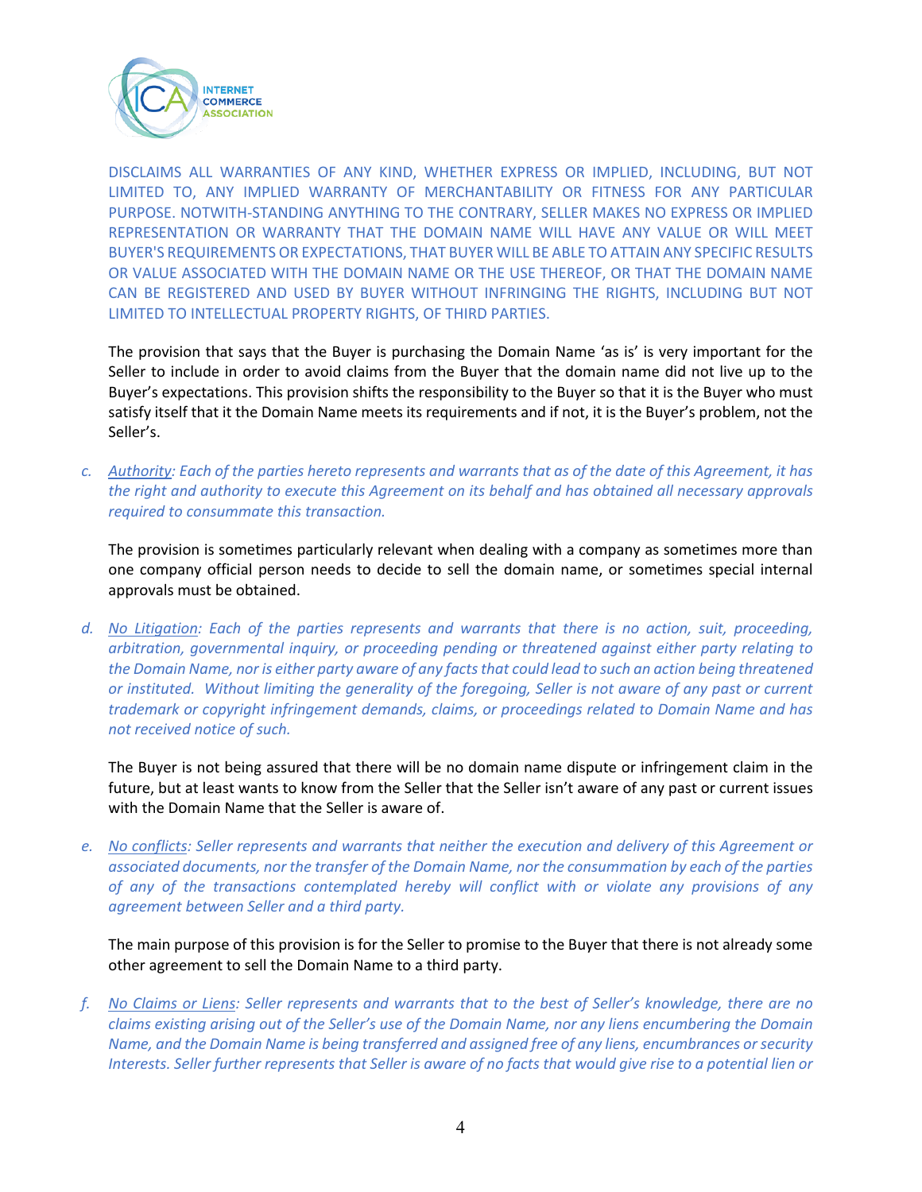DISCLAIMS ALL WARRANTIES OF ANY KIND, WHETHER EXPRESS OR IMPLIED, INCLUDING, BUT NOT LIMITED TO, ANY IMPLIED WARRANTY OF MERCHANTABILITY OR FITNESS FOR ANY PARTICULAR PURPOSE. NOTWITH-STANDING ANYTHING TO THE CONTRARY, SELLER MAKES NO EXPRESS OR IMPLIED REPRESENTATION OR WARRANTY THAT THE DOMAIN NAME WILL HAVE ANY VALUE OR WILL MEET BUYER'S REQUIREMENTS OR EXPECTATIONS, THAT BUYER WILL BE ABLE TO ATTAIN ANY SPECIFIC RESULTS OR VALUE ASSOCIATED WITH THE DOMAIN NAME OR THE USE THEREOF, OR THAT THE DOMAIN NAME CAN BE REGISTERED AND USED BY BUYER WITHOUT INFRINGING THE RIGHTS, INCLUDING BUT NOT LIMITED TO INTELLECTUAL PROPERTY RIGHTS, OF THIRD PARTIES.

The provision that says that the Buyer is purchasing the Domain Name 'as is' is very important for the Seller to include in order to avoid claims from the Buyer that the domain name did not live up to the Buyer's expectations. This provision shifts the responsibility to the Buyer so that it is the Buyer who must satisfy itself that it the Domain Name meets its requirements and if not, it is the Buyer's problem, not the Seller's.

c. *Authority: Each of the parties hereto represents and warrants that as of the date of this Agreement, it has the right and authority to execute this Agreement on its behalf and has obtained all necessary approvals required to consummate this transaction.*

The provision is sometimes particularly relevant when dealing with a company as sometimes more than one company official person needs to decide to sell the domain name, or sometimes special internal approvals must be obtained.

d. *No Litigation: Each of the parties represents and warrants that there is no action, suit, proceeding, arbitration, governmental inquiry, or proceeding pending or threatened against either party relating to the Domain Name, nor is either party aware of any facts that could lead to such an action being threatened or instituted. Without limiting the generality of the foregoing, Seller is not aware of any past or current trademark or copyright infringement demands, claims, or proceedings related to Domain Name and has not received notice of such.*

The Buyer is not being assured that there will be no domain name dispute or infringement claim in the future, but at least wants to know from the Seller that the Seller isn't aware of any past or current issues with the Domain Name that the Seller is aware of.

e. *No conflicts: Seller represents and warrants that neither the execution and delivery of this Agreement or associated documents, nor the transfer of the Domain Name, nor the consummation by each of the parties of any of the transactions contemplated hereby will conflict with or violate any provisions of any agreement between Seller and a third party.*

The main purpose of this provision is for the Seller to promise to the Buyer that there is not already some other agreement to sell the Domain Name to a third party.

f. *No Claims or Liens: Seller represents and warrants that to the best of Seller's knowledge, there are no claims existing arising out of the Seller's use of the Domain Name, nor any liens encumbering the Domain Name, and the Domain Name is being transferred and assigned free of any liens, encumbrances or security Interests. Seller further represents that Seller is aware of no facts that would give rise to a potential lien or*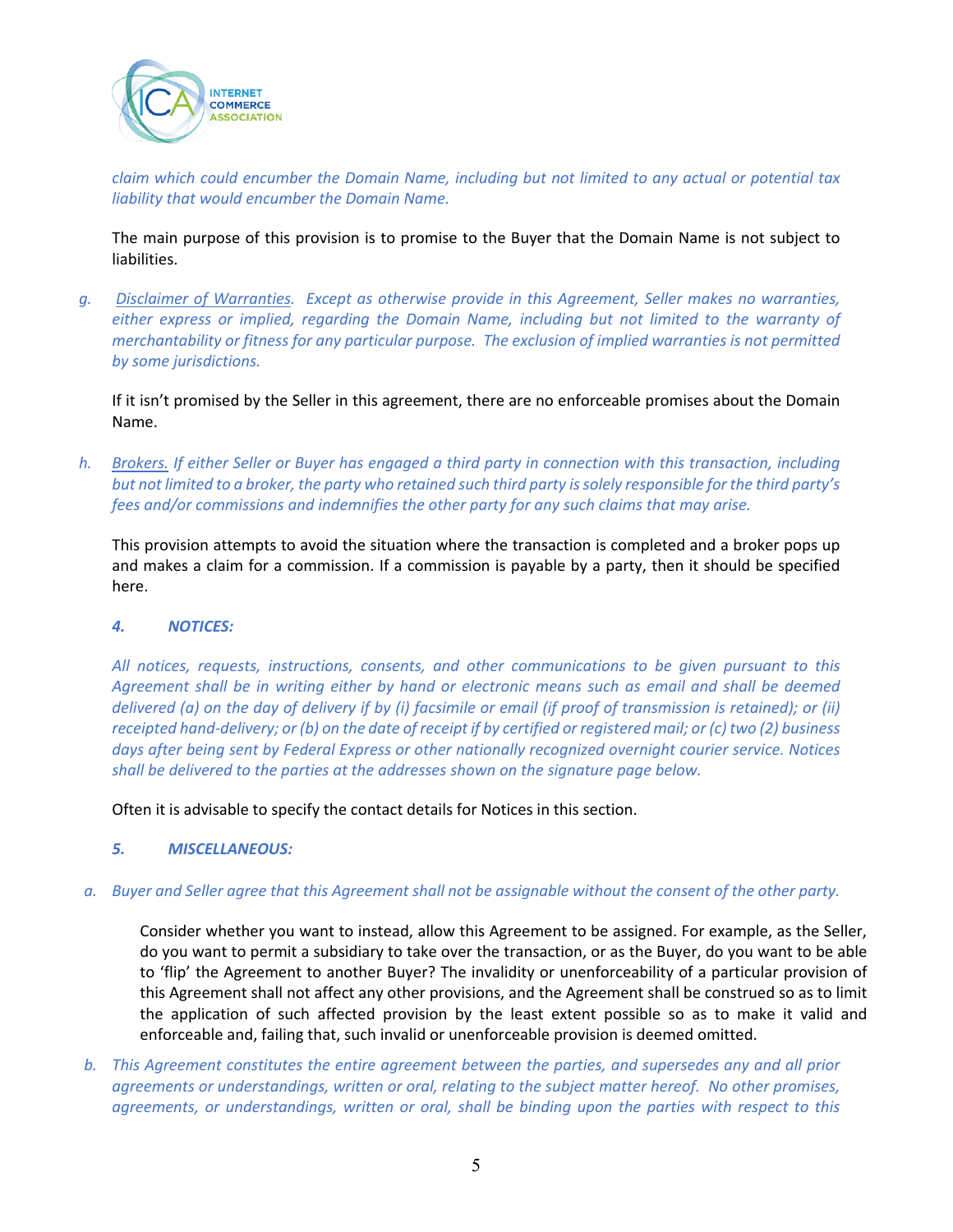*claim which could encumber the Domain Name, including but not limited to any actual or potential tax liability that would encumber the Domain Name.*

The main purpose of this provision is to promise to the Buyer that the Domain Name is not subject to liabilities.

*g. <u>Disclaimer of Warranties</u>. Except as otherwise provide in this Agreement, Seller makes no warranties, either express or implied, regarding the Domain Name, including but not limited to the warranty of merchantability or fitness for any particular purpose. The exclusion of implied warranties is not permitted by some jurisdictions.*

If it isn't promised by the Seller in this agreement, there are no enforceable promises about the Domain Name.

*h. <u>Brokers.</u> If either Seller or Buyer has engaged a third party in connection with this transaction, including but not limited to a broker, the party who retained such third party is solely responsible for the third party's fees and/or commissions and indemnifies the other party for any such claims that may arise.*

This provision attempts to avoid the situation where the transaction is completed and a broker pops up and makes a claim for a commission. If a commission is payable by a party, then it should be specified here.

### *4. NOTICES:*

*All notices, requests, instructions, consents, and other communications to be given pursuant to this Agreement shall be in writing either by hand or electronic means such as email and shall be deemed delivered (a) on the day of delivery if by (i) facsimile or email (if proof of transmission is retained); or (ii) receipted hand-delivery; or (b) on the date of receipt if by certified or registered mail; or (c) two (2) business days after being sent by Federal Express or other nationally recognized overnight courier service. Notices shall be delivered to the parties at the addresses shown on the signature page below.*

Often it is advisable to specify the contact details for Notices in this section.

### *5. MISCELLANEOUS:*

*a. Buyer and Seller agree that this Agreement shall not be assignable without the consent of the other party.*

Consider whether you want to instead, allow this Agreement to be assigned. For example, as the Seller, do you want to permit a subsidiary to take over the transaction, or as the Buyer, do you want to be able to 'flip' the Agreement to another Buyer? The invalidity or unenforceability of a particular provision of this Agreement shall not affect any other provisions, and the Agreement shall be construed so as to limit the application of such affected provision by the least extent possible so as to make it valid and enforceable and, failing that, such invalid or unenforceable provision is deemed omitted.

*b. This Agreement constitutes the entire agreement between the parties, and supersedes any and all prior agreements or understandings, written or oral, relating to the subject matter hereof. No other promises, agreements, or understandings, written or oral, shall be binding upon the parties with respect to this*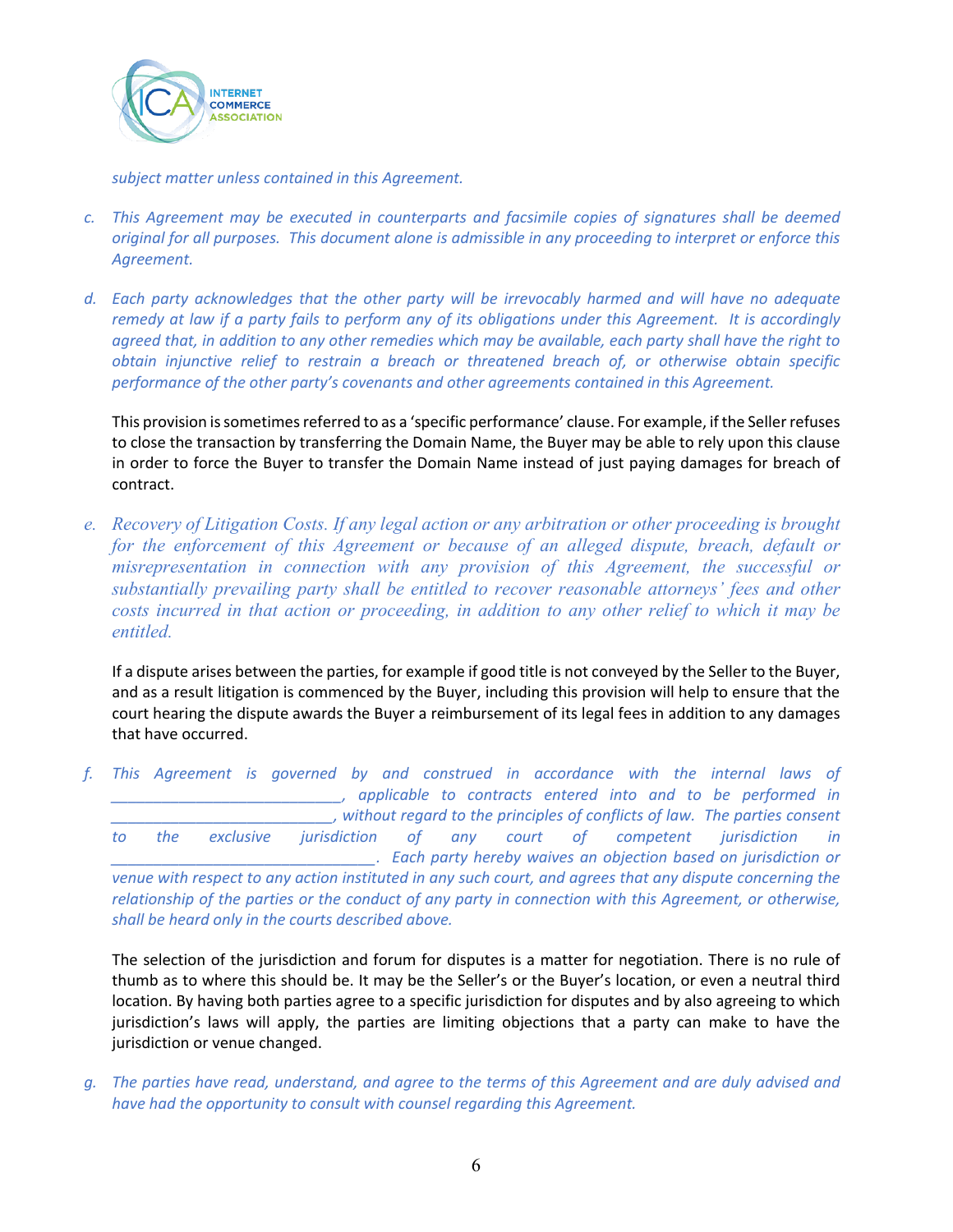*subject matter unless contained in this Agreement.*

c. *This Agreement may be executed in counterparts and facsimile copies of signatures shall be deemed original for all purposes. This document alone is admissible in any proceeding to interpret or enforce this Agreement.*

d. *Each party acknowledges that the other party will be irrevocably harmed and will have no adequate remedy at law if a party fails to perform any of its obligations under this Agreement. It is accordingly agreed that, in addition to any other remedies which may be available, each party shall have the right to obtain injunctive relief to restrain a breach or threatened breach of, or otherwise obtain specific performance of the other party's covenants and other agreements contained in this Agreement.*

   This provision is sometimes referred to as a 'specific performance' clause. For example, if the Seller refuses to close the transaction by transferring the Domain Name, the Buyer may be able to rely upon this clause in order to force the Buyer to transfer the Domain Name instead of just paying damages for breach of contract.

e. *Recovery of Litigation Costs. If any legal action or any arbitration or other proceeding is brought for the enforcement of this Agreement or because of an alleged dispute, breach, default or misrepresentation in connection with any provision of this Agreement, the successful or substantially prevailing party shall be entitled to recover reasonable attorneys' fees and other costs incurred in that action or proceeding, in addition to any other relief to which it may be entitled.*

   If a dispute arises between the parties, for example if good title is not conveyed by the Seller to the Buyer, and as a result litigation is commenced by the Buyer, including this provision will help to ensure that the court hearing the dispute awards the Buyer a reimbursement of its legal fees in addition to any damages that have occurred.

f. *This Agreement is governed by and construed in accordance with the internal laws of ___________________________, applicable to contracts entered into and to be performed in __________________________, without regard to the principles of conflicts of law. The parties consent to the exclusive jurisdiction of any court of competent jurisdiction in _______________________________. Each party hereby waives an objection based on jurisdiction or venue with respect to any action instituted in any such court, and agrees that any dispute concerning the relationship of the parties or the conduct of any party in connection with this Agreement, or otherwise, shall be heard only in the courts described above.*

   The selection of the jurisdiction and forum for disputes is a matter for negotiation. There is no rule of thumb as to where this should be. It may be the Seller's or the Buyer's location, or even a neutral third location. By having both parties agree to a specific jurisdiction for disputes and by also agreeing to which jurisdiction's laws will apply, the parties are limiting objections that a party can make to have the jurisdiction or venue changed.

g. *The parties have read, understand, and agree to the terms of this Agreement and are duly advised and have had the opportunity to consult with counsel regarding this Agreement.*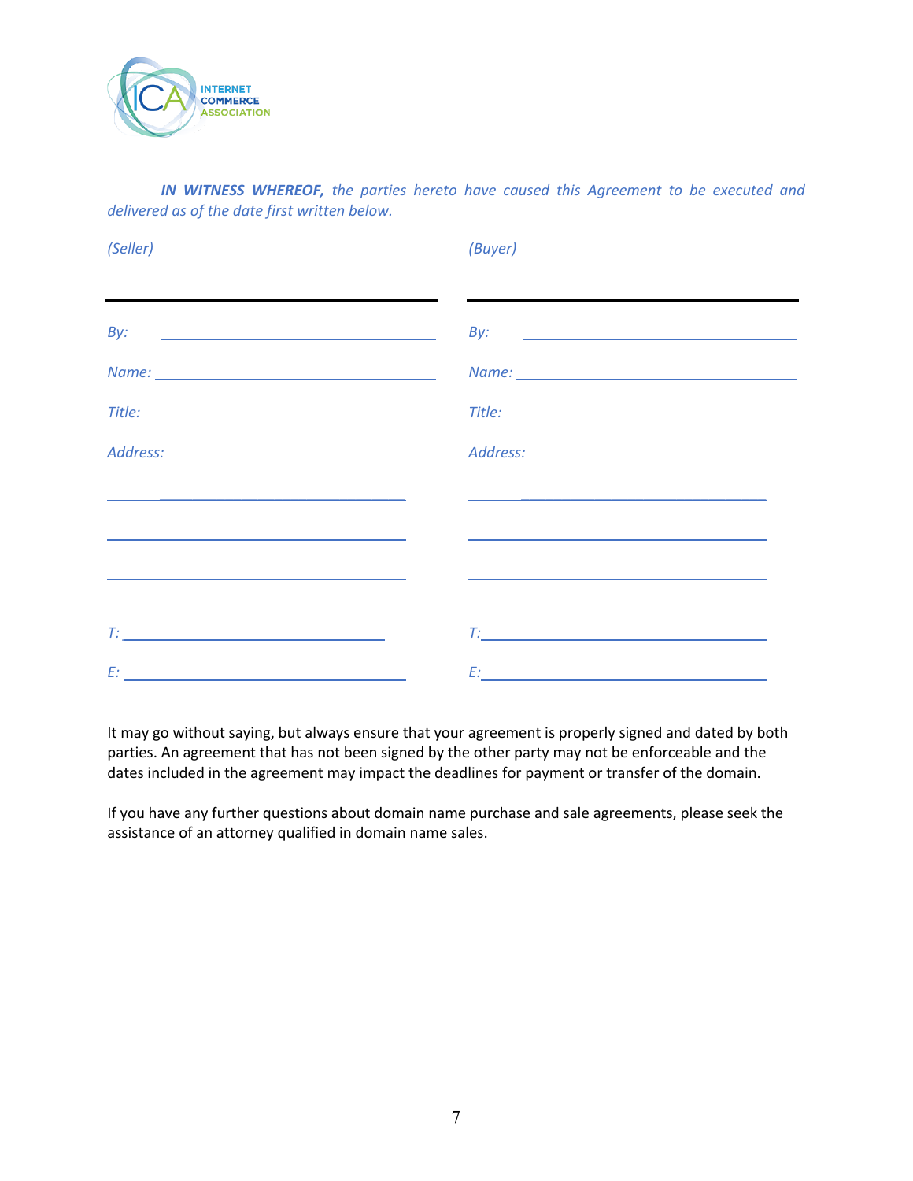***IN WITNESS WHEREOF,*** *the parties hereto have caused this Agreement to be executed and delivered as of the date first written below.*

| *(Seller)* | *(Buyer)* |
|---|---|
| ______________________________ | ______________________________ |
| *By:* ______________________ | *By:* ______________________ |
| *Name:* ______________________ | *Name:* ______________________ |
| *Title:* ______________________ | *Title:* ______________________ |
| *Address:* | *Address:* |
| ______________________________ | ______________________________ |
| ______________________________ | ______________________________ |
| ______________________________ | ______________________________ |
| *T:* ______________________ | *T:* ______________________ |
| *E:* ______________________ | *E:* ______________________ |

It may go without saying, but always ensure that your agreement is properly signed and dated by both parties. An agreement that has not been signed by the other party may not be enforceable and the dates included in the agreement may impact the deadlines for payment or transfer of the domain.

If you have any further questions about domain name purchase and sale agreements, please seek the assistance of an attorney qualified in domain name sales.